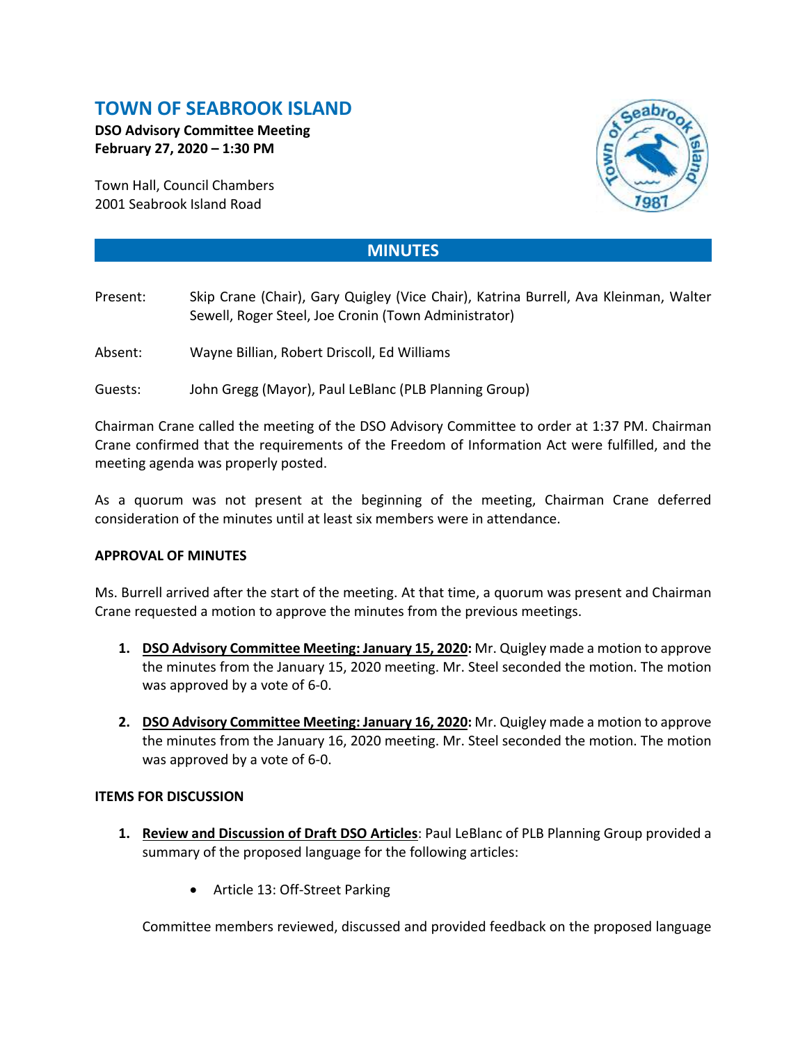# TOWN OF SEABROOK ISLAND

**DSO Advisory Committee Meeting**
**February 27, 2020 – 1:30 PM**

Town Hall, Council Chambers
2001 Seabrook Island Road

## MINUTES

Present: Skip Crane (Chair), Gary Quigley (Vice Chair), Katrina Burrell, Ava Kleinman, Walter Sewell, Roger Steel, Joe Cronin (Town Administrator)

Absent: Wayne Billian, Robert Driscoll, Ed Williams

Guests: John Gregg (Mayor), Paul LeBlanc (PLB Planning Group)

Chairman Crane called the meeting of the DSO Advisory Committee to order at 1:37 PM. Chairman Crane confirmed that the requirements of the Freedom of Information Act were fulfilled, and the meeting agenda was properly posted.

As a quorum was not present at the beginning of the meeting, Chairman Crane deferred consideration of the minutes until at least six members were in attendance.

**APPROVAL OF MINUTES**

Ms. Burrell arrived after the start of the meeting. At that time, a quorum was present and Chairman Crane requested a motion to approve the minutes from the previous meetings.

1. **DSO Advisory Committee Meeting: January 15, 2020:** Mr. Quigley made a motion to approve the minutes from the January 15, 2020 meeting. Mr. Steel seconded the motion. The motion was approved by a vote of 6-0.

2. **DSO Advisory Committee Meeting: January 16, 2020:** Mr. Quigley made a motion to approve the minutes from the January 16, 2020 meeting. Mr. Steel seconded the motion. The motion was approved by a vote of 6-0.

**ITEMS FOR DISCUSSION**

1. **Review and Discussion of Draft DSO Articles**: Paul LeBlanc of PLB Planning Group provided a summary of the proposed language for the following articles:

    - Article 13: Off-Street Parking

    Committee members reviewed, discussed and provided feedback on the proposed language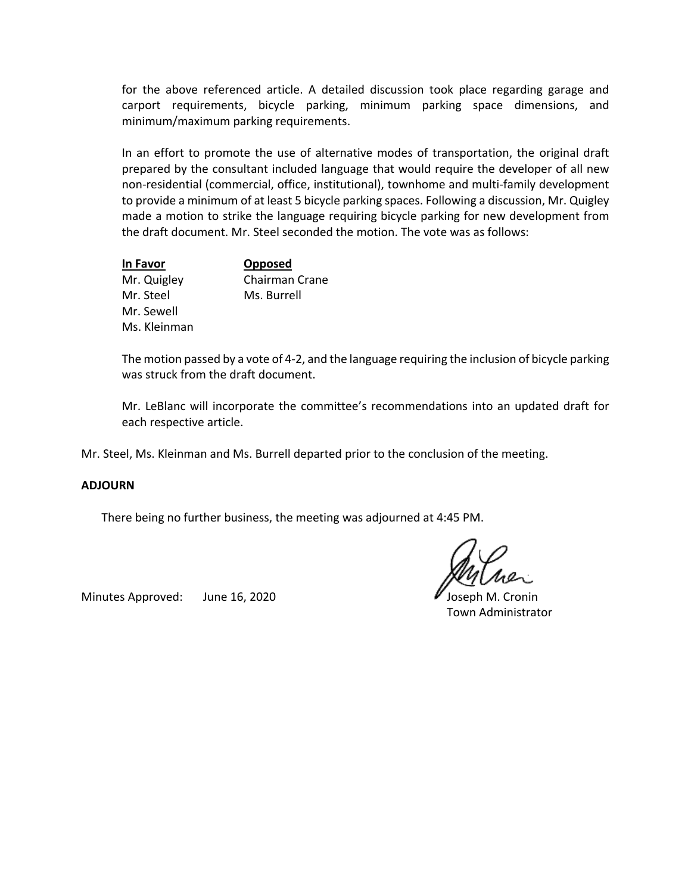for the above referenced article. A detailed discussion took place regarding garage and carport requirements, bicycle parking, minimum parking space dimensions, and minimum/maximum parking requirements.

In an effort to promote the use of alternative modes of transportation, the original draft prepared by the consultant included language that would require the developer of all new non-residential (commercial, office, institutional), townhome and multi-family development to provide a minimum of at least 5 bicycle parking spaces. Following a discussion, Mr. Quigley made a motion to strike the language requiring bicycle parking for new development from the draft document. Mr. Steel seconded the motion. The vote was as follows:

| **In Favor** | **Opposed** |
|---|---|
| Mr. Quigley | Chairman Crane |
| Mr. Steel | Ms. Burrell |
| Mr. Sewell | |
| Ms. Kleinman | |

The motion passed by a vote of 4-2, and the language requiring the inclusion of bicycle parking was struck from the draft document.

Mr. LeBlanc will incorporate the committee's recommendations into an updated draft for each respective article.

Mr. Steel, Ms. Kleinman and Ms. Burrell departed prior to the conclusion of the meeting.

**ADJOURN**

There being no further business, the meeting was adjourned at 4:45 PM.

Minutes Approved: June 16, 2020

Joseph M. Cronin
Town Administrator